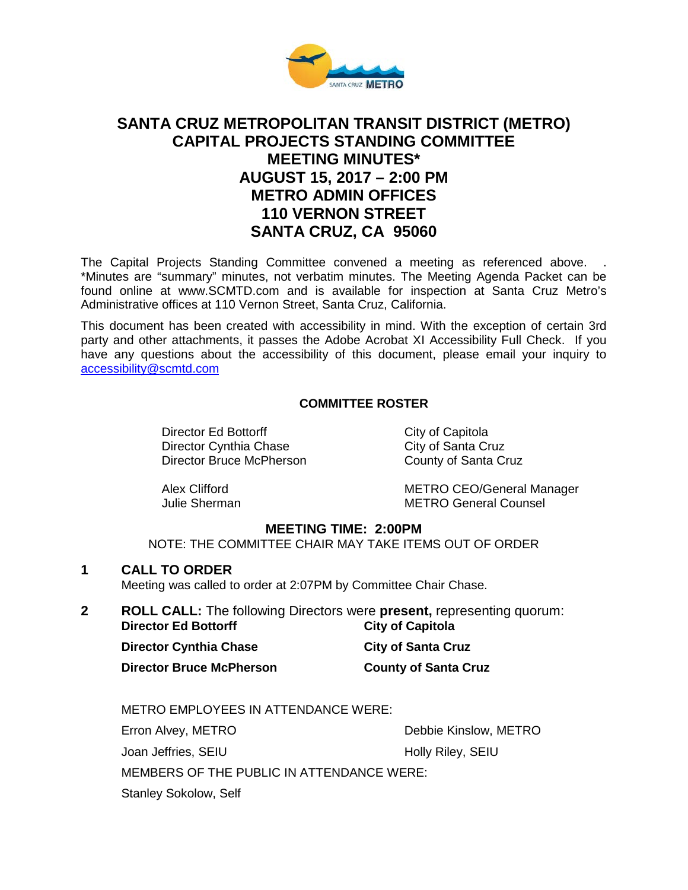# SANTA CRUZ METROPOLITAN TRANSIT DISTRICT (METRO)
# CAPITAL PROJECTS STANDING COMMITTEE
# MEETING MINUTES*
# AUGUST 15, 2017 – 2:00 PM
# METRO ADMIN OFFICES
# 110 VERNON STREET
# SANTA CRUZ, CA 95060

The Capital Projects Standing Committee convened a meeting as referenced above. . *Minutes are "summary" minutes, not verbatim minutes. The Meeting Agenda Packet can be found online at www.SCMTD.com and is available for inspection at Santa Cruz Metro's Administrative offices at 110 Vernon Street, Santa Cruz, California.

This document has been created with accessibility in mind. With the exception of certain 3rd party and other attachments, it passes the Adobe Acrobat XI Accessibility Full Check. If you have any questions about the accessibility of this document, please email your inquiry to accessibility@scmtd.com

**COMMITTEE ROSTER**

| | |
|---|---|
| Director Ed Bottorff | City of Capitola |
| Director Cynthia Chase | City of Santa Cruz |
| Director Bruce McPherson | County of Santa Cruz |
| Alex Clifford | METRO CEO/General Manager |
| Julie Sherman | METRO General Counsel |

**MEETING TIME: 2:00PM**

NOTE: THE COMMITTEE CHAIR MAY TAKE ITEMS OUT OF ORDER

## 1 CALL TO ORDER

Meeting was called to order at 2:07PM by Committee Chair Chase.

## 2 ROLL CALL: The following Directors were **present,** representing quorum:

| | |
|---|---|
| **Director Ed Bottorff** | **City of Capitola** |
| **Director Cynthia Chase** | **City of Santa Cruz** |
| **Director Bruce McPherson** | **County of Santa Cruz** |

METRO EMPLOYEES IN ATTENDANCE WERE:

| | |
|---|---|
| Erron Alvey, METRO | Debbie Kinslow, METRO |
| Joan Jeffries, SEIU | Holly Riley, SEIU |

MEMBERS OF THE PUBLIC IN ATTENDANCE WERE:

Stanley Sokolow, Self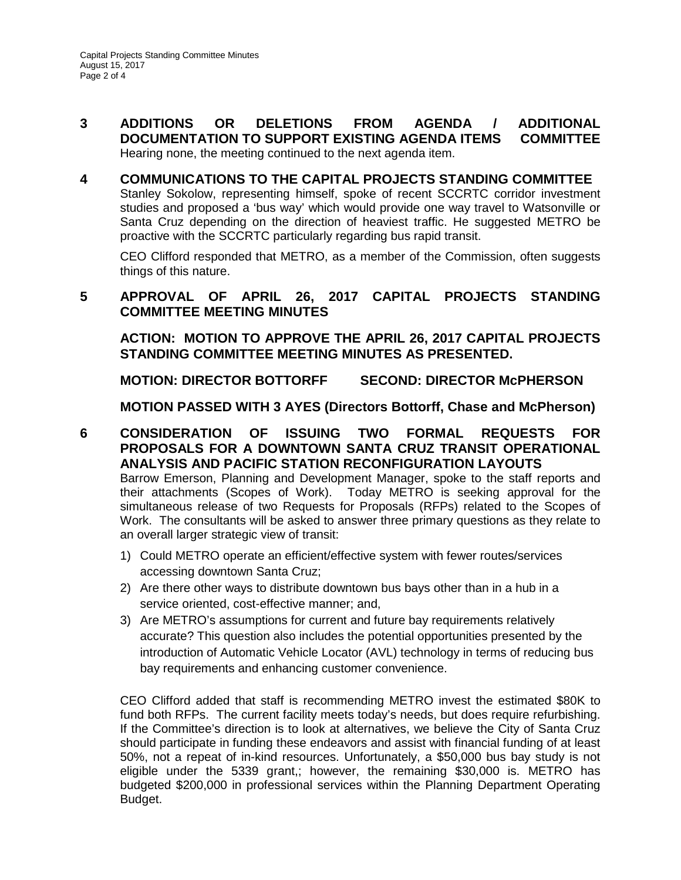## 3 ADDITIONS OR DELETIONS FROM AGENDA / ADDITIONAL DOCUMENTATION TO SUPPORT EXISTING AGENDA ITEMS COMMITTEE

Hearing none, the meeting continued to the next agenda item.

## 4 COMMUNICATIONS TO THE CAPITAL PROJECTS STANDING COMMITTEE

Stanley Sokolow, representing himself, spoke of recent SCCRTC corridor investment studies and proposed a 'bus way' which would provide one way travel to Watsonville or Santa Cruz depending on the direction of heaviest traffic. He suggested METRO be proactive with the SCCRTC particularly regarding bus rapid transit.

CEO Clifford responded that METRO, as a member of the Commission, often suggests things of this nature.

## 5 APPROVAL OF APRIL 26, 2017 CAPITAL PROJECTS STANDING COMMITTEE MEETING MINUTES

**ACTION: MOTION TO APPROVE THE APRIL 26, 2017 CAPITAL PROJECTS STANDING COMMITTEE MEETING MINUTES AS PRESENTED.**

**MOTION: DIRECTOR BOTTORFF SECOND: DIRECTOR McPHERSON**

**MOTION PASSED WITH 3 AYES (Directors Bottorff, Chase and McPherson)**

## 6 CONSIDERATION OF ISSUING TWO FORMAL REQUESTS FOR PROPOSALS FOR A DOWNTOWN SANTA CRUZ TRANSIT OPERATIONAL ANALYSIS AND PACIFIC STATION RECONFIGURATION LAYOUTS

Barrow Emerson, Planning and Development Manager, spoke to the staff reports and their attachments (Scopes of Work). Today METRO is seeking approval for the simultaneous release of two Requests for Proposals (RFPs) related to the Scopes of Work. The consultants will be asked to answer three primary questions as they relate to an overall larger strategic view of transit:

1) Could METRO operate an efficient/effective system with fewer routes/services accessing downtown Santa Cruz;
2) Are there other ways to distribute downtown bus bays other than in a hub in a service oriented, cost-effective manner; and,
3) Are METRO's assumptions for current and future bay requirements relatively accurate? This question also includes the potential opportunities presented by the introduction of Automatic Vehicle Locator (AVL) technology in terms of reducing bus bay requirements and enhancing customer convenience.

CEO Clifford added that staff is recommending METRO invest the estimated $80K to fund both RFPs. The current facility meets today's needs, but does require refurbishing. If the Committee's direction is to look at alternatives, we believe the City of Santa Cruz should participate in funding these endeavors and assist with financial funding of at least 50%, not a repeat of in-kind resources. Unfortunately, a $50,000 bus bay study is not eligible under the 5339 grant,; however, the remaining $30,000 is. METRO has budgeted $200,000 in professional services within the Planning Department Operating Budget.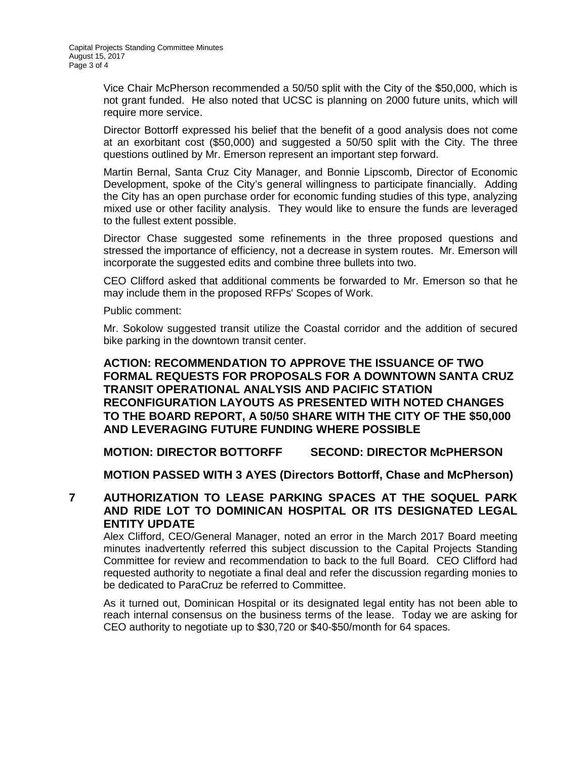Vice Chair McPherson recommended a 50/50 split with the City of the $50,000, which is not grant funded. He also noted that UCSC is planning on 2000 future units, which will require more service.

Director Bottorff expressed his belief that the benefit of a good analysis does not come at an exorbitant cost ($50,000) and suggested a 50/50 split with the City. The three questions outlined by Mr. Emerson represent an important step forward.

Martin Bernal, Santa Cruz City Manager, and Bonnie Lipscomb, Director of Economic Development, spoke of the City's general willingness to participate financially. Adding the City has an open purchase order for economic funding studies of this type, analyzing mixed use or other facility analysis. They would like to ensure the funds are leveraged to the fullest extent possible.

Director Chase suggested some refinements in the three proposed questions and stressed the importance of efficiency, not a decrease in system routes. Mr. Emerson will incorporate the suggested edits and combine three bullets into two.

CEO Clifford asked that additional comments be forwarded to Mr. Emerson so that he may include them in the proposed RFPs' Scopes of Work.

Public comment:

Mr. Sokolow suggested transit utilize the Coastal corridor and the addition of secured bike parking in the downtown transit center.

**ACTION: RECOMMENDATION TO APPROVE THE ISSUANCE OF TWO FORMAL REQUESTS FOR PROPOSALS FOR A DOWNTOWN SANTA CRUZ TRANSIT OPERATIONAL ANALYSIS AND PACIFIC STATION RECONFIGURATION LAYOUTS AS PRESENTED WITH NOTED CHANGES TO THE BOARD REPORT, A 50/50 SHARE WITH THE CITY OF THE $50,000 AND LEVERAGING FUTURE FUNDING WHERE POSSIBLE**

**MOTION: DIRECTOR BOTTORFF SECOND: DIRECTOR McPHERSON**

**MOTION PASSED WITH 3 AYES (Directors Bottorff, Chase and McPherson)**

## 7 AUTHORIZATION TO LEASE PARKING SPACES AT THE SOQUEL PARK AND RIDE LOT TO DOMINICAN HOSPITAL OR ITS DESIGNATED LEGAL ENTITY UPDATE

Alex Clifford, CEO/General Manager, noted an error in the March 2017 Board meeting minutes inadvertently referred this subject discussion to the Capital Projects Standing Committee for review and recommendation to back to the full Board. CEO Clifford had requested authority to negotiate a final deal and refer the discussion regarding monies to be dedicated to ParaCruz be referred to Committee.

As it turned out, Dominican Hospital or its designated legal entity has not been able to reach internal consensus on the business terms of the lease. Today we are asking for CEO authority to negotiate up to $30,720 or $40-$50/month for 64 spaces.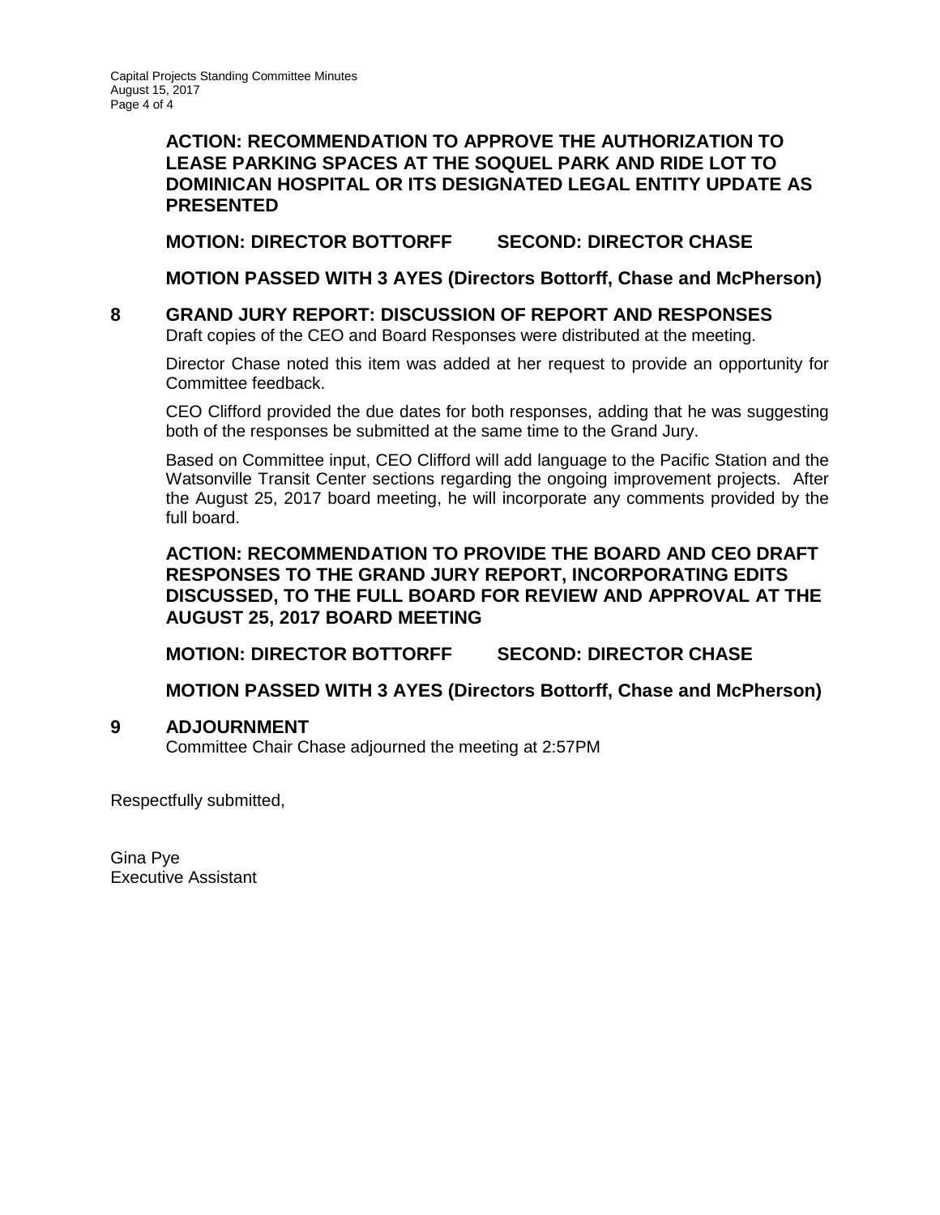**ACTION: RECOMMENDATION TO APPROVE THE AUTHORIZATION TO LEASE PARKING SPACES AT THE SOQUEL PARK AND RIDE LOT TO DOMINICAN HOSPITAL OR ITS DESIGNATED LEGAL ENTITY UPDATE AS PRESENTED**

**MOTION: DIRECTOR BOTTORFF SECOND: DIRECTOR CHASE**

**MOTION PASSED WITH 3 AYES (Directors Bottorff, Chase and McPherson)**

## 8 GRAND JURY REPORT: DISCUSSION OF REPORT AND RESPONSES

Draft copies of the CEO and Board Responses were distributed at the meeting.

Director Chase noted this item was added at her request to provide an opportunity for Committee feedback.

CEO Clifford provided the due dates for both responses, adding that he was suggesting both of the responses be submitted at the same time to the Grand Jury.

Based on Committee input, CEO Clifford will add language to the Pacific Station and the Watsonville Transit Center sections regarding the ongoing improvement projects. After the August 25, 2017 board meeting, he will incorporate any comments provided by the full board.

**ACTION: RECOMMENDATION TO PROVIDE THE BOARD AND CEO DRAFT RESPONSES TO THE GRAND JURY REPORT, INCORPORATING EDITS DISCUSSED, TO THE FULL BOARD FOR REVIEW AND APPROVAL AT THE AUGUST 25, 2017 BOARD MEETING**

**MOTION: DIRECTOR BOTTORFF SECOND: DIRECTOR CHASE**

**MOTION PASSED WITH 3 AYES (Directors Bottorff, Chase and McPherson)**

## 9 ADJOURNMENT

Committee Chair Chase adjourned the meeting at 2:57PM

Respectfully submitted,

Gina Pye
Executive Assistant